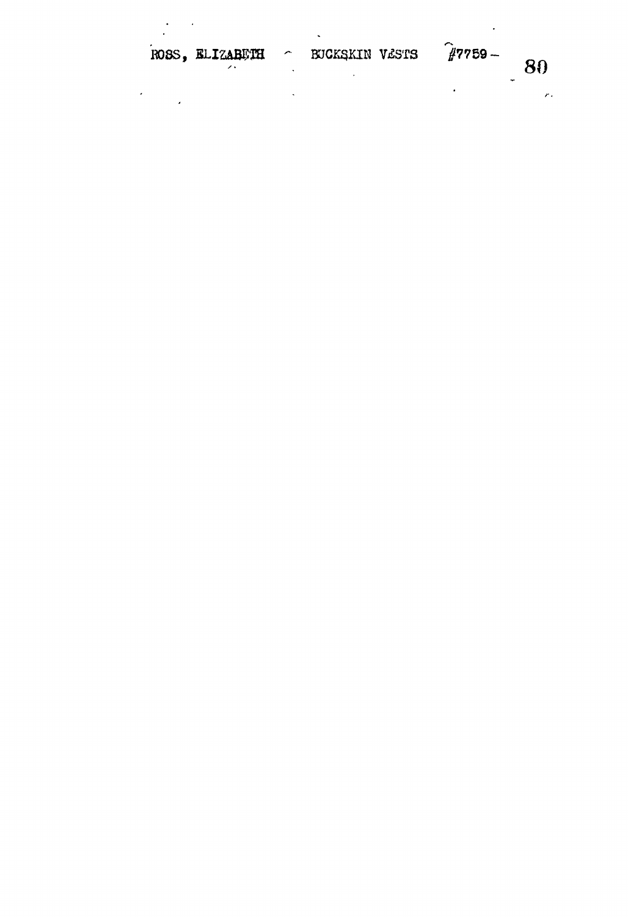ROSS, ELIZABETH - BUCKSKIN VESTS #7759 -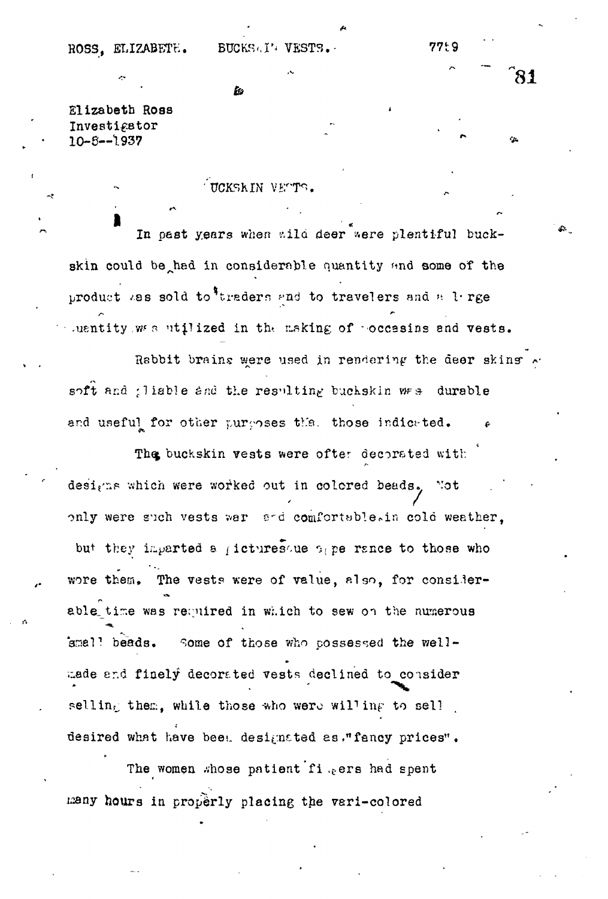Elizabeth Ross
Investigator
10-5--1937

## BUCKSKIN VESTS.

In past years when wild deer were plentiful buckskin could be had in considerable quantity and some of the product was sold to traders and to travelers and a large quantity was utilized in the making of moccasins and vests.

Rabbit brains were used in rendering the deer skins soft and pliable and the resulting buckskin was durable and useful for other purposes than those indicated.

The buckskin vests were often decorated with designs which were worked out in colored beads. Not only were such vests warm and comfortable in cold weather, but they imparted a picturesque appearance to those who wore them. The vests were of value, also, for considerable time was required in which to sew on the numerous small beads. Some of those who possessed the well-made and finely decorated vests declined to consider selling them, while those who were willing to sell desired what have been designated as "fancy prices".

The women whose patient fingers had spent many hours in properly placing the vari-colored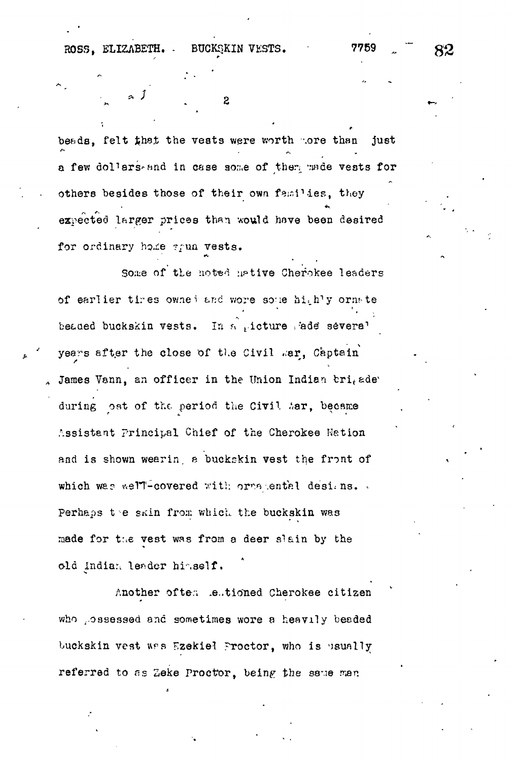beads, felt that the vests were worth more than just a few dollars and in case some of them made vests for others besides those of their own families, they expected larger prices than would have been desired for ordinary home spun vests.

Some of the noted native Cherokee leaders of earlier times owned and wore some highly ornate beaded buckskin vests. In a picture made several years after the close of the Civil War, Captain James Vann, an officer in the Union Indian brigade during most of the period the Civil War, became Assistant Principal Chief of the Cherokee Nation and is shown wearing a buckskin vest the front of which was well-covered with ornamental designs. Perhaps the skin from which the buckskin was made for the vest was from a deer slain by the old Indian leader himself.

Another often mentioned Cherokee citizen who possessed and sometimes wore a heavily beaded buckskin vest was Ezekiel Proctor, who is usually referred to as Zeke Proctor, being the same man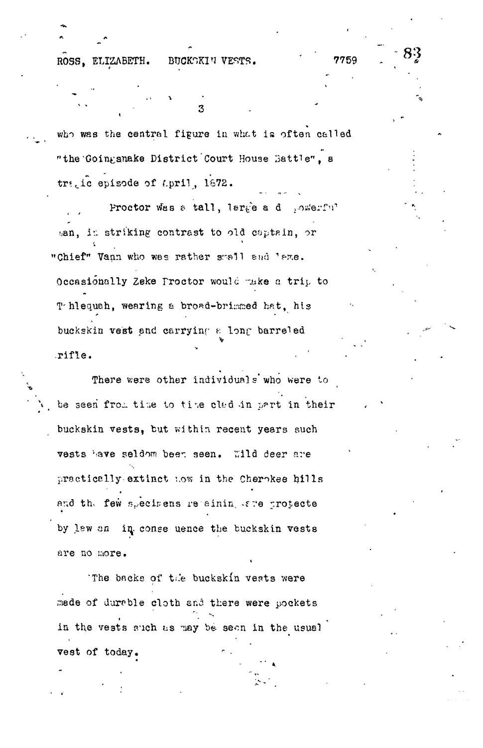who was the central figure in what is often called "the Goingsnake District Court House Battle", a tragic episode of April, 1872.

Proctor was a tall, large and powerful man, in striking contrast to old captain, or "Chief" Vann who was rather small and lame. Occasionally Zeke Proctor would make a trip to Tahlequah, wearing a broad-brimmed hat, his buckskin vest and carrying a long barreled rifle.

There were other individuals who were to be seen from time to time clad in part in their buckskin vests, but within recent years such vests have seldom been seen. Wild deer are practically extinct now in the Cherokee hills and the few specimens remaining are protecte by law an in conse uence the buckskin vests are no more.

The backs of the buckskin vests were made of durable cloth and there were pockets in the vests such as may be seen in the usual vest of today.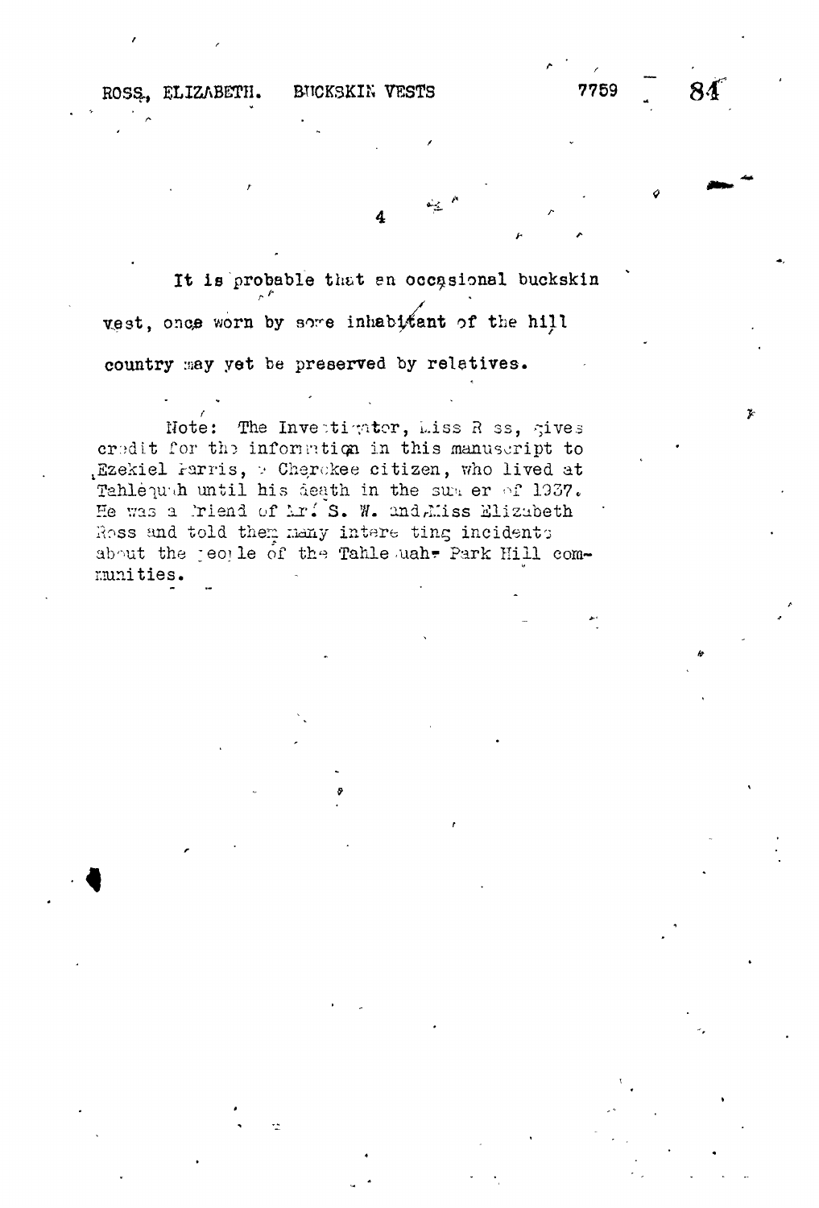It is probable that an occasional buckskin vest, once worn by some inhabitant of the hill country may yet be preserved by relatives.

Note: The Investigator, Miss Ross, gives credit for the information in this manuscript to Ezekiel Harris, a Cherokee citizen, who lived at Tahlequah until his death in the summer of 1937. He was a friend of Mr. S. W. and Miss Elizabeth Ross and told them many interesting incidents about the people of the Tahlequah- Park Hill communities.